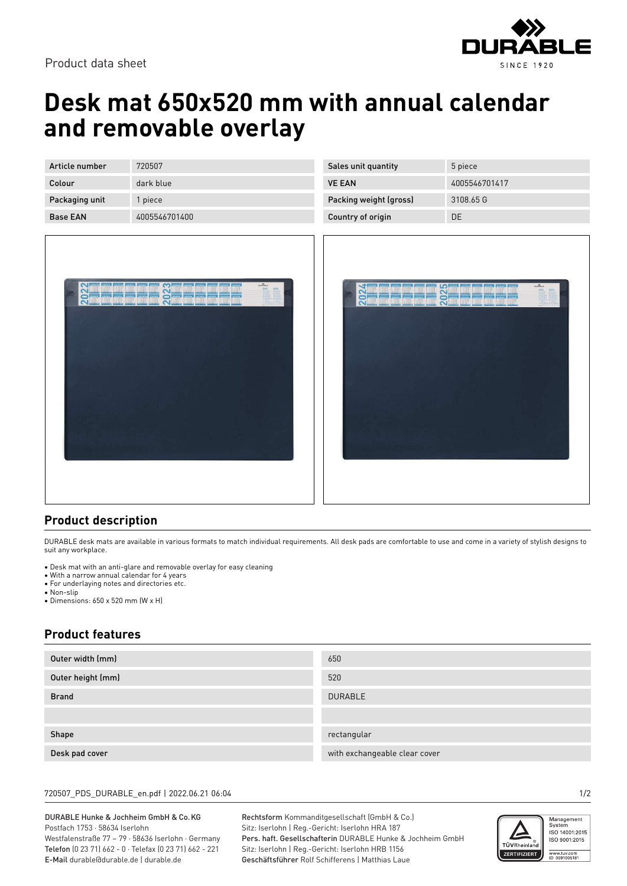Product data sheet

# Desk mat 650x520 mm with annual calendar and removable overlay

| Article number | 720507 | Sales unit quantity | 5 piece |
| --- | --- | --- | --- |
| Colour | dark blue | VE EAN | 4005546701417 |
| Packaging unit | 1 piece | Packing weight (gross) | 3108.65 G |
| Base EAN | 4005546701400 | Country of origin | DE |

## Product description

DURABLE desk mats are available in various formats to match individual requirements. All desk pads are comfortable to use and come in a variety of stylish designs to suit any workplace.

- Desk mat with an anti-glare and removable overlay for easy cleaning
- With a narrow annual calendar for 4 years
- For underlaying notes and directories etc.
- Non-slip
- Dimensions: 650 x 520 mm (W x H)

## Product features

| Outer width (mm) | 650 |
| --- | --- |
| Outer height (mm) | 520 |
| Brand | DURABLE |
| | |
| Shape | rectangular |
| Desk pad cover | with exchangeable clear cover |

720507_PDS_DURABLE_en.pdf | 2022.06.21 06:04

DURABLE Hunke & Jochheim GmbH & Co. KG
Postfach 1753 · 58634 Iserlohn
Westfalenstraße 77 – 79 · 58636 Iserlohn · Germany
**Telefon** (0 23 71) 662 - 0 · Telefax (0 23 71) 662 - 221
**E-Mail** durable@durable.de | durable.de

**Rechtsform** Kommanditgesellschaft (GmbH & Co.)
Sitz: Iserlohn | Reg.-Gericht: Iserlohn HRA 187
**Pers. haft. Gesellschafterin** DURABLE Hunke & Jochheim GmbH
Sitz: Iserlohn | Reg.-Gericht: Iserlohn HRB 1156
**Geschäftsführer** Rolf Schifferens | Matthias Laue

Management System ISO 14001:2015 ISO 9001:2015
TÜVRheinland ZERTIFIZIERT
www.tuv.com ID 0091006181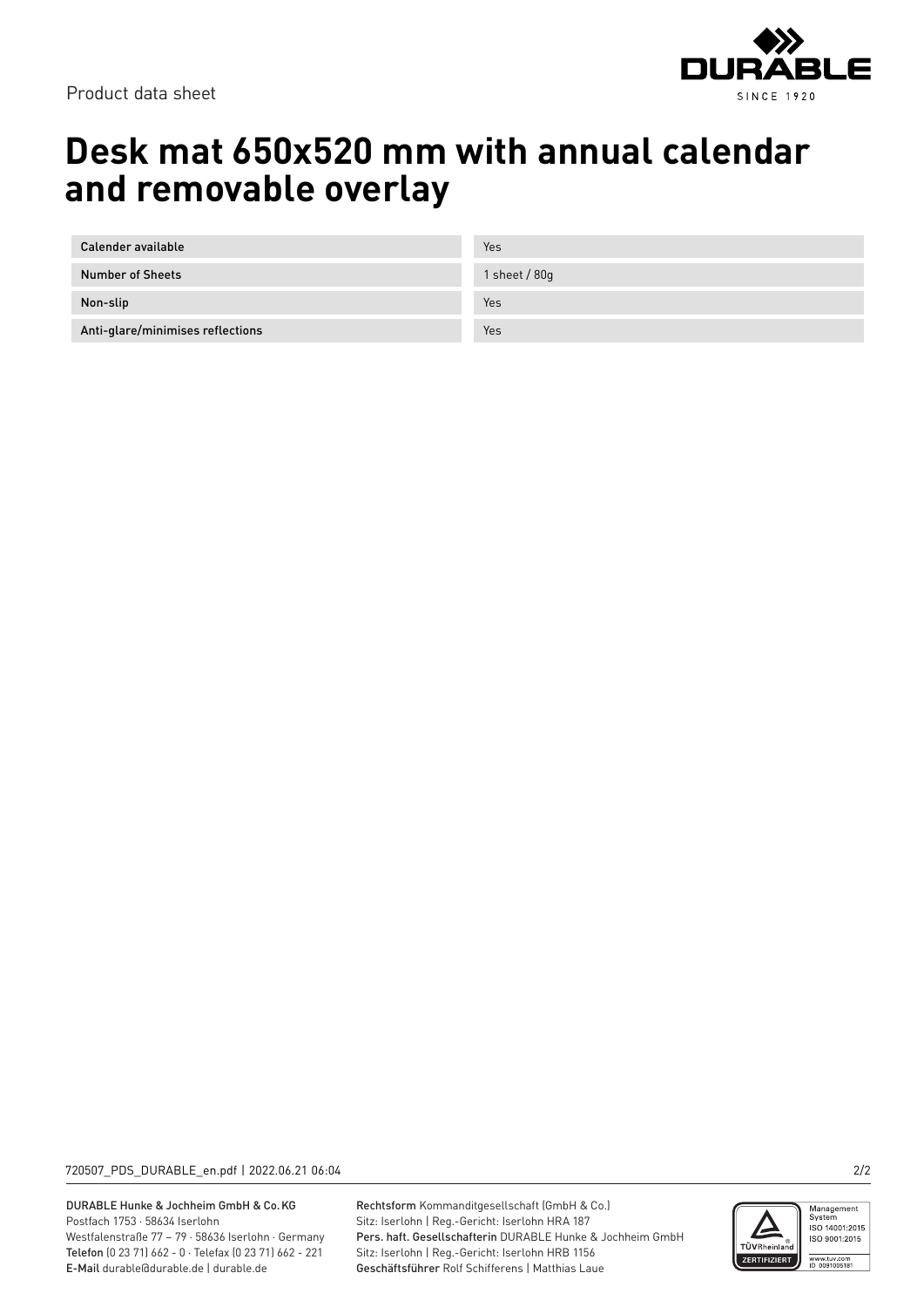# Desk mat 650x520 mm with annual calendar and removable overlay

| | |
|---|---|
| Calender available | Yes |
| Number of Sheets | 1 sheet / 80g |
| Non-slip | Yes |
| Anti-glare/minimises reflections | Yes |